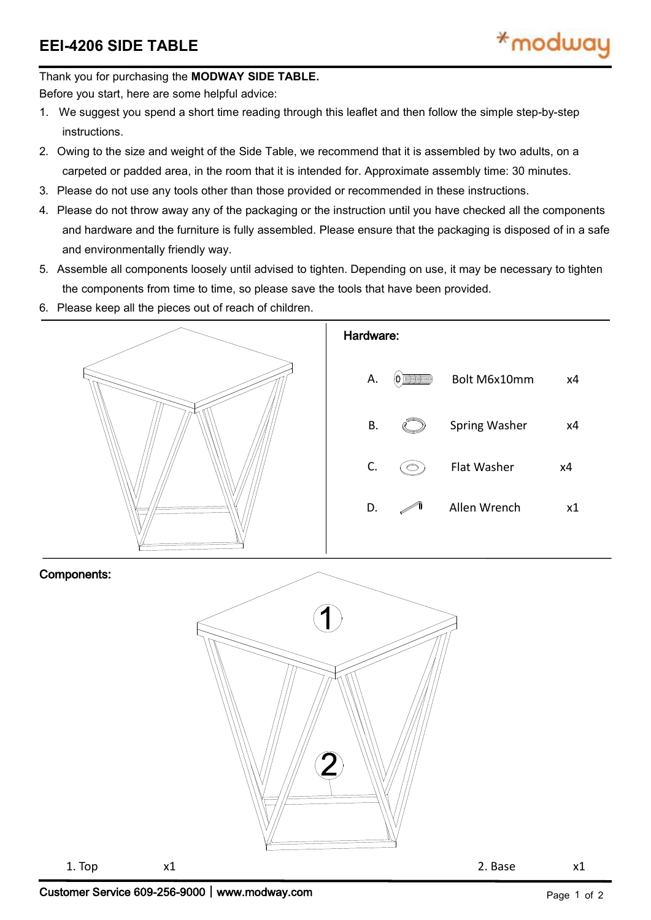# EEI-4206 SIDE TABLE

Thank you for purchasing the **MODWAY SIDE TABLE.**

Before you start, here are some helpful advice:

1. We suggest you spend a short time reading through this leaflet and then follow the simple step-by-step instructions.
2. Owing to the size and weight of the Side Table, we recommend that it is assembled by two adults, on a carpeted or padded area, in the room that it is intended for. Approximate assembly time: 30 minutes.
3. Please do not use any tools other than those provided or recommended in these instructions.
4. Please do not throw away any of the packaging or the instruction until you have checked all the components and hardware and the furniture is fully assembled. Please ensure that the packaging is disposed of in a safe and environmentally friendly way.
5. Assemble all components loosely until advised to tighten. Depending on use, it may be necessary to tighten the components from time to time, so please save the tools that have been provided.
6. Please keep all the pieces out of reach of children.

## Hardware:

| | Item | Qty |
|---|---|---|
| A. | Bolt M6x10mm | x4 |
| B. | Spring Washer | x4 |
| C. | Flat Washer | x4 |
| D. | Allen Wrench | x1 |

## Components:

| Component | Qty |
|---|---|
| 1. Top | x1 |
| 2. Base | x1 |

Customer Service 609-256-9000 | www.modway.com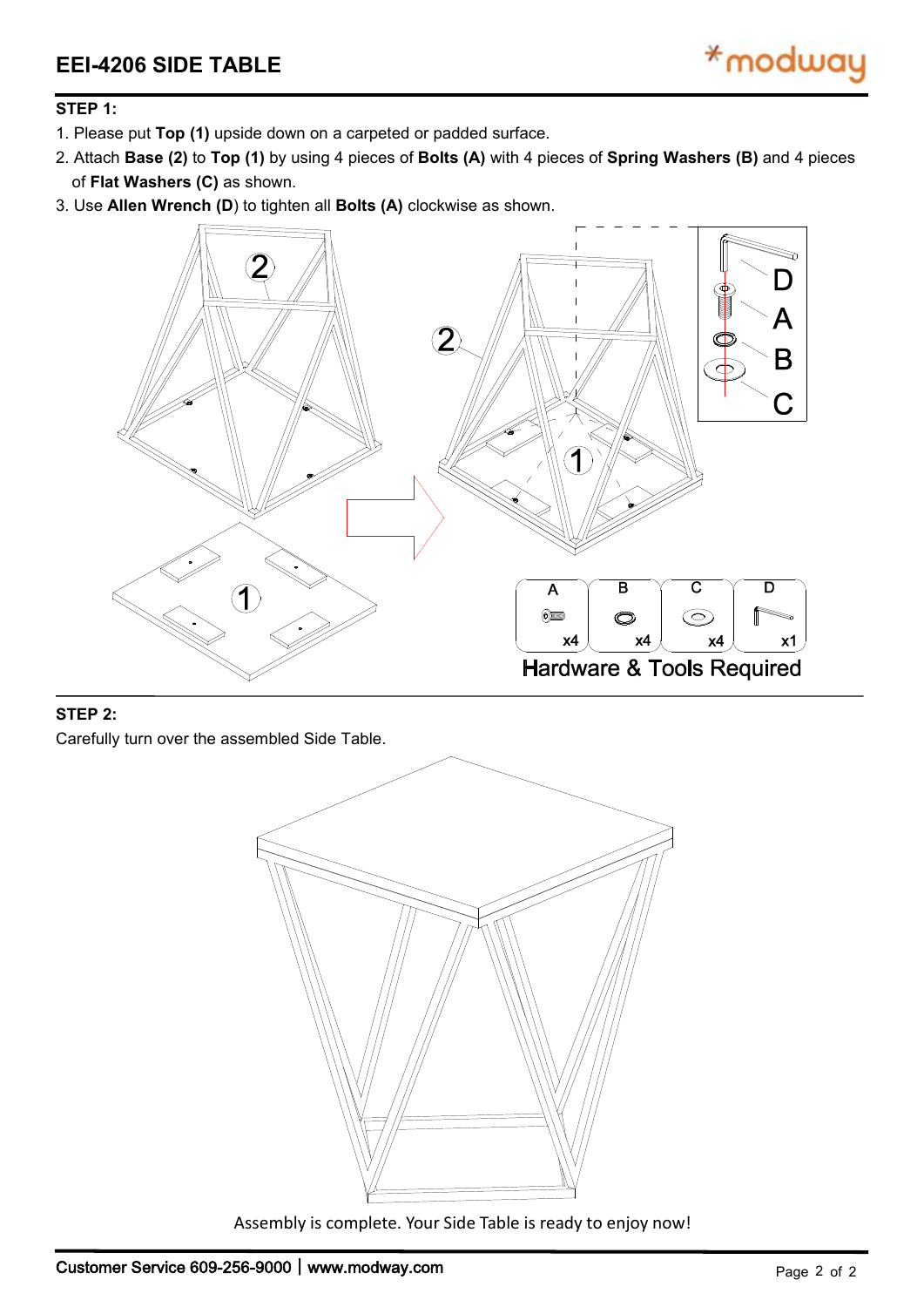# EEI-4206 SIDE TABLE

**STEP 1:**

1. Please put **Top (1)** upside down on a carpeted or padded surface.
2. Attach **Base (2)** to **Top (1)** by using 4 pieces of **Bolts (A)** with 4 pieces of **Spring Washers (B)** and 4 pieces of **Flat Washers (C)** as shown.
3. Use **Allen Wrench (D)** to tighten all **Bolts (A)** clockwise as shown.

2

2

1

1

D

A

B

C

| A | B | C | D |
|---|---|---|---|
| x4 | x4 | x4 | x1 |

Hardware & Tools Required

**STEP 2:**

Carefully turn over the assembled Side Table.

Assembly is complete. Your Side Table is ready to enjoy now!

Customer Service 609-256-9000 | www.modway.com